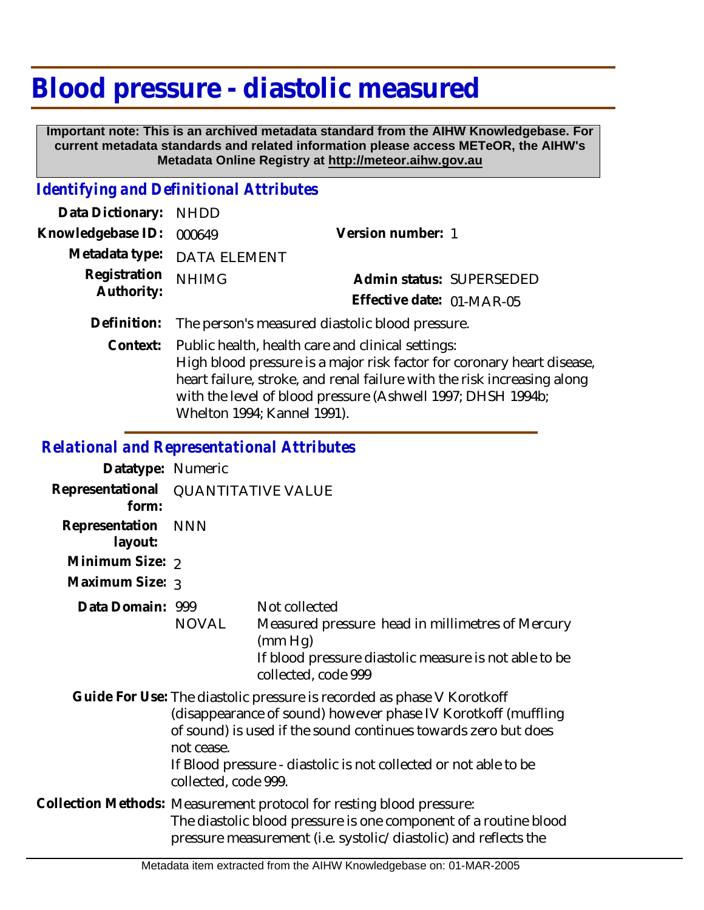# Blood pressure - diastolic measured

**Important note: This is an archived metadata standard from the AIHW Knowledgebase. For current metadata standards and related information please access METeOR, the AIHW's Metadata Online Registry at http://meteor.aihw.gov.au**

## *Identifying and Definitional Attributes*

| | | | |
|---|---|---|---|
| **Data Dictionary:** | NHDD | | |
| **Knowledgebase ID:** | 000649 | **Version number:** | 1 |
| **Metadata type:** | DATA ELEMENT | | |
| **Registration Authority:** | NHIMG | **Admin status:** | SUPERSEDED |
| | | **Effective date:** | 01-MAR-05 |

**Definition:** The person's measured diastolic blood pressure.

**Context:** Public health, health care and clinical settings:
High blood pressure is a major risk factor for coronary heart disease, heart failure, stroke, and renal failure with the risk increasing along with the level of blood pressure (Ashwell 1997; DHSH 1994b; Whelton 1994; Kannel 1991).

## *Relational and Representational Attributes*

**Datatype:** Numeric

**Representational form:** QUANTITATIVE VALUE

**Representation layout:** NNN

**Minimum Size:** 2

**Maximum Size:** 3

**Data Domain:**

| | |
|---|---|
| 999 | Not collected |
| NOVAL | Measured pressure head in millimetres of Mercury (mm Hg) If blood pressure diastolic measure is not able to be collected, code 999 |

**Guide For Use:** The diastolic pressure is recorded as phase V Korotkoff (disappearance of sound) however phase IV Korotkoff (muffling of sound) is used if the sound continues towards zero but does not cease.
If Blood pressure - diastolic is not collected or not able to be collected, code 999.

**Collection Methods:** Measurement protocol for resting blood pressure:
The diastolic blood pressure is one component of a routine blood pressure measurement (i.e. systolic/diastolic) and reflects the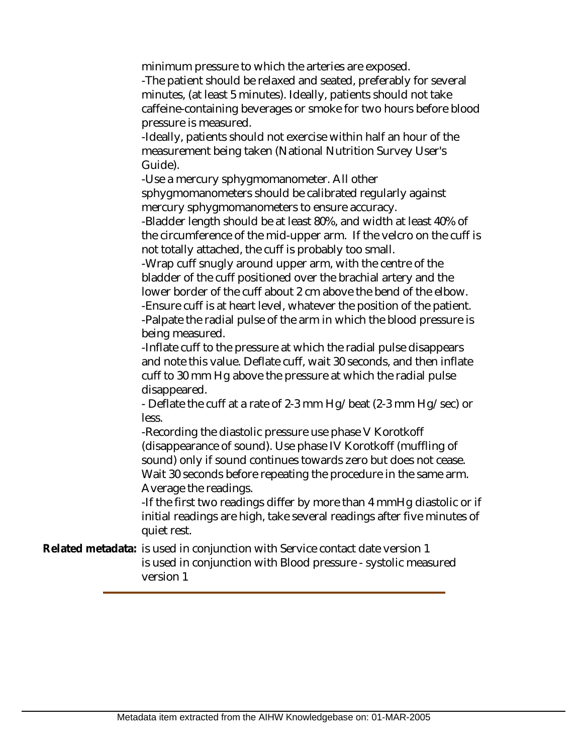minimum pressure to which the arteries are exposed.
-The patient should be relaxed and seated, preferably for several minutes, (at least 5 minutes). Ideally, patients should not take caffeine-containing beverages or smoke for two hours before blood pressure is measured.
-Ideally, patients should not exercise within half an hour of the measurement being taken (National Nutrition Survey User's Guide).
-Use a mercury sphygmomanometer. All other sphygmomanometers should be calibrated regularly against mercury sphygmomanometers to ensure accuracy.
-Bladder length should be at least 80%, and width at least 40% of the circumference of the mid-upper arm. If the velcro on the cuff is not totally attached, the cuff is probably too small.
-Wrap cuff snugly around upper arm, with the centre of the bladder of the cuff positioned over the brachial artery and the lower border of the cuff about 2 cm above the bend of the elbow.
-Ensure cuff is at heart level, whatever the position of the patient.
-Palpate the radial pulse of the arm in which the blood pressure is being measured.
-Inflate cuff to the pressure at which the radial pulse disappears and note this value. Deflate cuff, wait 30 seconds, and then inflate cuff to 30 mm Hg above the pressure at which the radial pulse disappeared.
- Deflate the cuff at a rate of 2-3 mm Hg/beat (2-3 mm Hg/sec) or less.
-Recording the diastolic pressure use phase V Korotkoff (disappearance of sound). Use phase IV Korotkoff (muffling of sound) only if sound continues towards zero but does not cease. Wait 30 seconds before repeating the procedure in the same arm. Average the readings.
-If the first two readings differ by more than 4 mmHg diastolic or if initial readings are high, take several readings after five minutes of quiet rest.

**Related metadata:** is used in conjunction with Service contact date version 1
is used in conjunction with Blood pressure - systolic measured version 1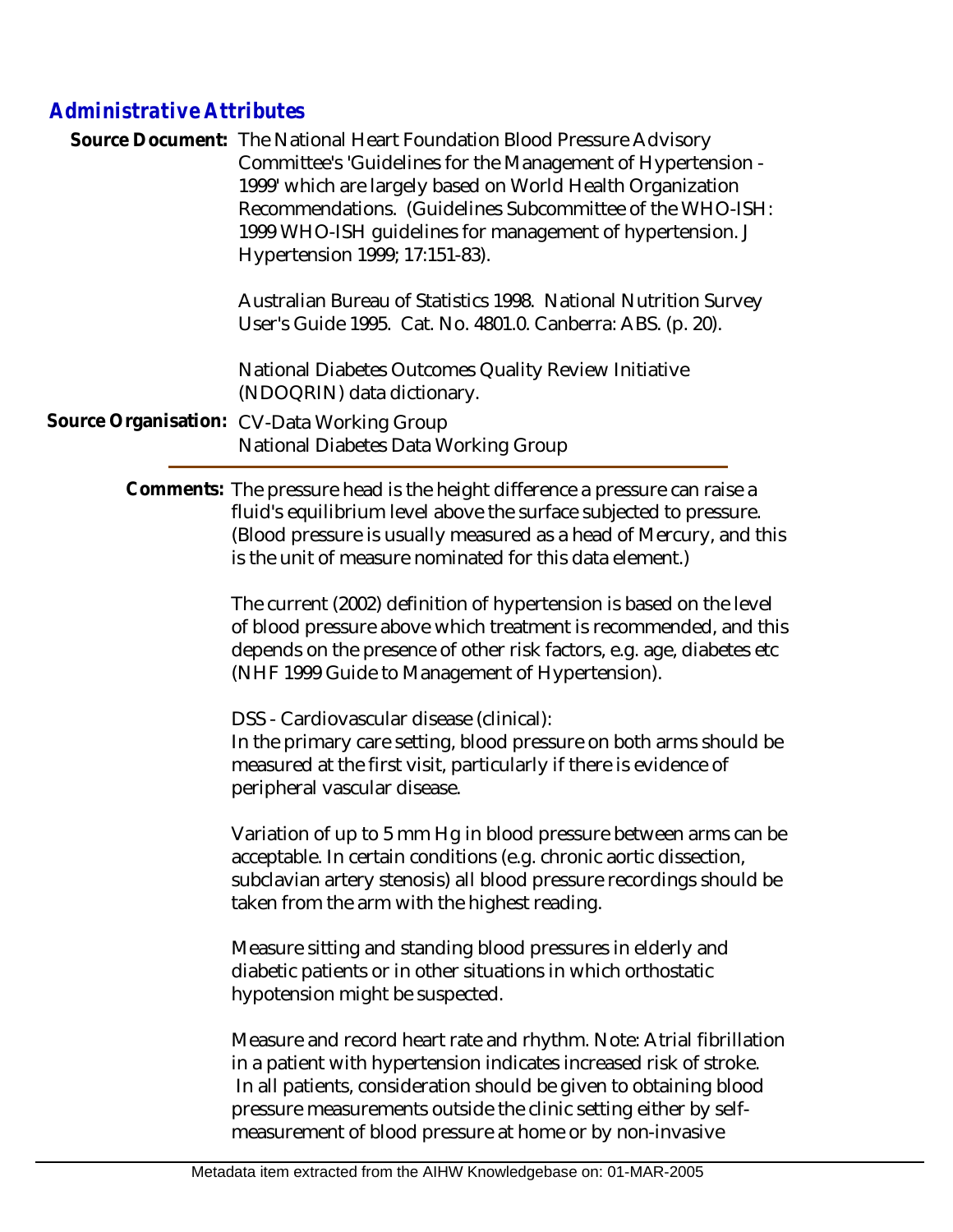## *Administrative Attributes*

**Source Document:** The National Heart Foundation Blood Pressure Advisory Committee's 'Guidelines for the Management of Hypertension - 1999' which are largely based on World Health Organization Recommendations. (Guidelines Subcommittee of the WHO-ISH: 1999 WHO-ISH guidelines for management of hypertension. J Hypertension 1999; 17:151-83).

Australian Bureau of Statistics 1998. National Nutrition Survey User's Guide 1995. Cat. No. 4801.0. Canberra: ABS. (p. 20).

National Diabetes Outcomes Quality Review Initiative (NDOQRIN) data dictionary.

**Source Organisation:** CV-Data Working Group
National Diabetes Data Working Group

---

**Comments:** The pressure head is the height difference a pressure can raise a fluid's equilibrium level above the surface subjected to pressure. (Blood pressure is usually measured as a head of Mercury, and this is the unit of measure nominated for this data element.)

The current (2002) definition of hypertension is based on the level of blood pressure above which treatment is recommended, and this depends on the presence of other risk factors, e.g. age, diabetes etc (NHF 1999 Guide to Management of Hypertension).

DSS - Cardiovascular disease (clinical):
In the primary care setting, blood pressure on both arms should be measured at the first visit, particularly if there is evidence of peripheral vascular disease.

Variation of up to 5 mm Hg in blood pressure between arms can be acceptable. In certain conditions (e.g. chronic aortic dissection, subclavian artery stenosis) all blood pressure recordings should be taken from the arm with the highest reading.

Measure sitting and standing blood pressures in elderly and diabetic patients or in other situations in which orthostatic hypotension might be suspected.

Measure and record heart rate and rhythm. Note: Atrial fibrillation in a patient with hypertension indicates increased risk of stroke. In all patients, consideration should be given to obtaining blood pressure measurements outside the clinic setting either by self-measurement of blood pressure at home or by non-invasive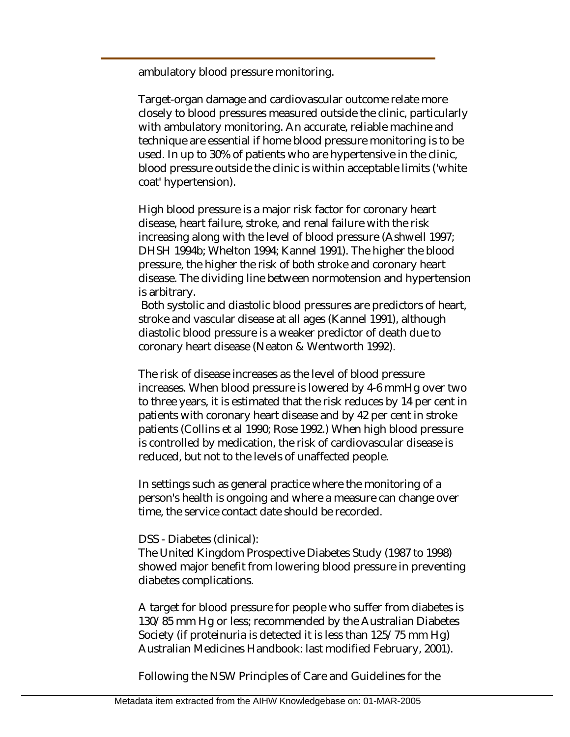ambulatory blood pressure monitoring.

Target-organ damage and cardiovascular outcome relate more closely to blood pressures measured outside the clinic, particularly with ambulatory monitoring. An accurate, reliable machine and technique are essential if home blood pressure monitoring is to be used. In up to 30% of patients who are hypertensive in the clinic, blood pressure outside the clinic is within acceptable limits ('white coat' hypertension).

High blood pressure is a major risk factor for coronary heart disease, heart failure, stroke, and renal failure with the risk increasing along with the level of blood pressure (Ashwell 1997; DHSH 1994b; Whelton 1994; Kannel 1991). The higher the blood pressure, the higher the risk of both stroke and coronary heart disease. The dividing line between normotension and hypertension is arbitrary.

Both systolic and diastolic blood pressures are predictors of heart, stroke and vascular disease at all ages (Kannel 1991), although diastolic blood pressure is a weaker predictor of death due to coronary heart disease (Neaton & Wentworth 1992).

The risk of disease increases as the level of blood pressure increases. When blood pressure is lowered by 4-6 mmHg over two to three years, it is estimated that the risk reduces by 14 per cent in patients with coronary heart disease and by 42 per cent in stroke patients (Collins et al 1990; Rose 1992.) When high blood pressure is controlled by medication, the risk of cardiovascular disease is reduced, but not to the levels of unaffected people.

In settings such as general practice where the monitoring of a person's health is ongoing and where a measure can change over time, the service contact date should be recorded.

DSS - Diabetes (clinical):

The United Kingdom Prospective Diabetes Study (1987 to 1998) showed major benefit from lowering blood pressure in preventing diabetes complications.

A target for blood pressure for people who suffer from diabetes is 130/85 mm Hg or less; recommended by the Australian Diabetes Society (if proteinuria is detected it is less than 125/75 mm Hg) Australian Medicines Handbook: last modified February, 2001).

Following the NSW Principles of Care and Guidelines for the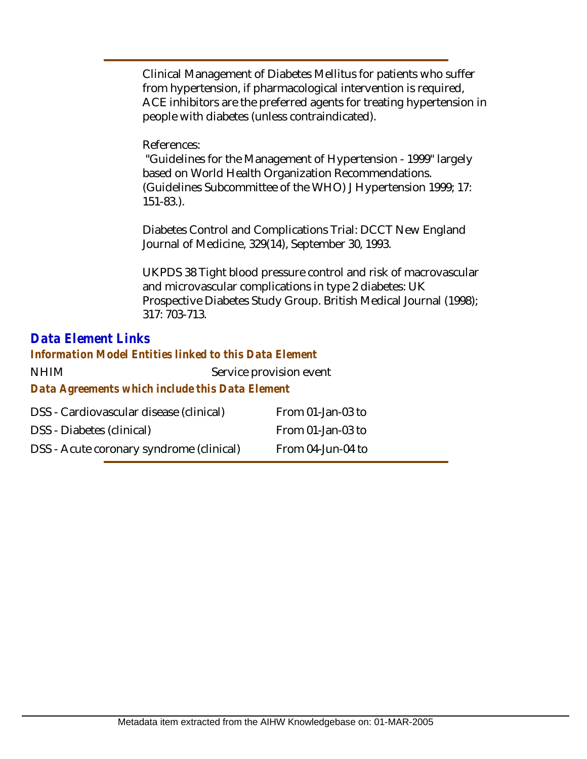Clinical Management of Diabetes Mellitus for patients who suffer from hypertension, if pharmacological intervention is required, ACE inhibitors are the preferred agents for treating hypertension in people with diabetes (unless contraindicated).

References:
"Guidelines for the Management of Hypertension - 1999" largely based on World Health Organization Recommendations. (Guidelines Subcommittee of the WHO) J Hypertension 1999; 17: 151-83.).

Diabetes Control and Complications Trial: DCCT New England Journal of Medicine, 329(14), September 30, 1993.

UKPDS 38 Tight blood pressure control and risk of macrovascular and microvascular complications in type 2 diabetes: UK Prospective Diabetes Study Group. British Medical Journal (1998); 317: 703-713.

## Data Element Links

### Information Model Entities linked to this Data Element

| | |
|---|---|
| NHIM | Service provision event |

### Data Agreements which include this Data Element

| | |
|---|---|
| DSS - Cardiovascular disease (clinical) | From 01-Jan-03 to |
| DSS - Diabetes (clinical) | From 01-Jan-03 to |
| DSS - Acute coronary syndrome (clinical) | From 04-Jun-04 to |